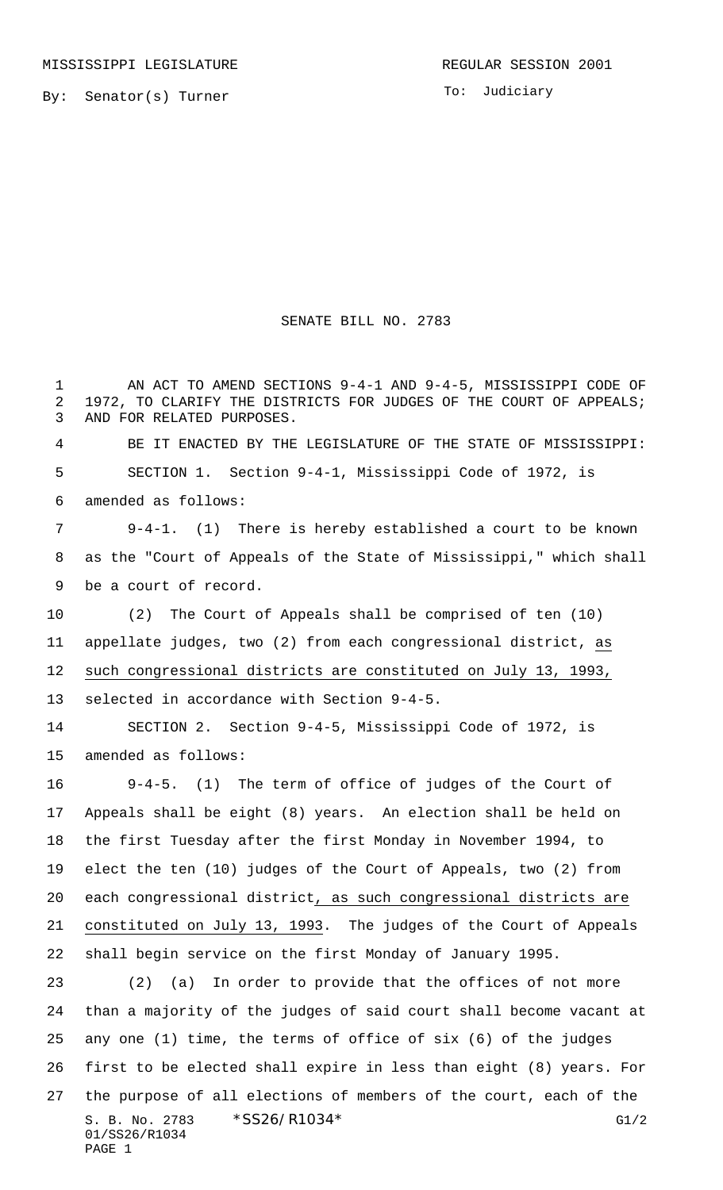MISSISSIPPI LEGISLATURE REGULAR SESSION 2001

By: Senator(s) Turner

To: Judiciary

# SENATE BILL NO. 2783

AN ACT TO AMEND SECTIONS 9-4-1 AND 9-4-5, MISSISSIPPI CODE OF 1972, TO CLARIFY THE DISTRICTS FOR JUDGES OF THE COURT OF APPEALS; AND FOR RELATED PURPOSES.

BE IT ENACTED BY THE LEGISLATURE OF THE STATE OF MISSISSIPPI:

SECTION 1. Section 9-4-1, Mississippi Code of 1972, is amended as follows:

9-4-1. (1) There is hereby established a court to be known as the "Court of Appeals of the State of Mississippi," which shall be a court of record.

(2) The Court of Appeals shall be comprised of ten (10) appellate judges, two (2) from each congressional district, as such congressional districts are constituted on July 13, 1993, selected in accordance with Section 9-4-5.

SECTION 2. Section 9-4-5, Mississippi Code of 1972, is amended as follows:

9-4-5. (1) The term of office of judges of the Court of Appeals shall be eight (8) years. An election shall be held on the first Tuesday after the first Monday in November 1994, to elect the ten (10) judges of the Court of Appeals, two (2) from each congressional district, as such congressional districts are constituted on July 13, 1993. The judges of the Court of Appeals shall begin service on the first Monday of January 1995.

(2) (a) In order to provide that the offices of not more than a majority of the judges of said court shall become vacant at any one (1) time, the terms of office of six (6) of the judges first to be elected shall expire in less than eight (8) years. For the purpose of all elections of members of the court, each of the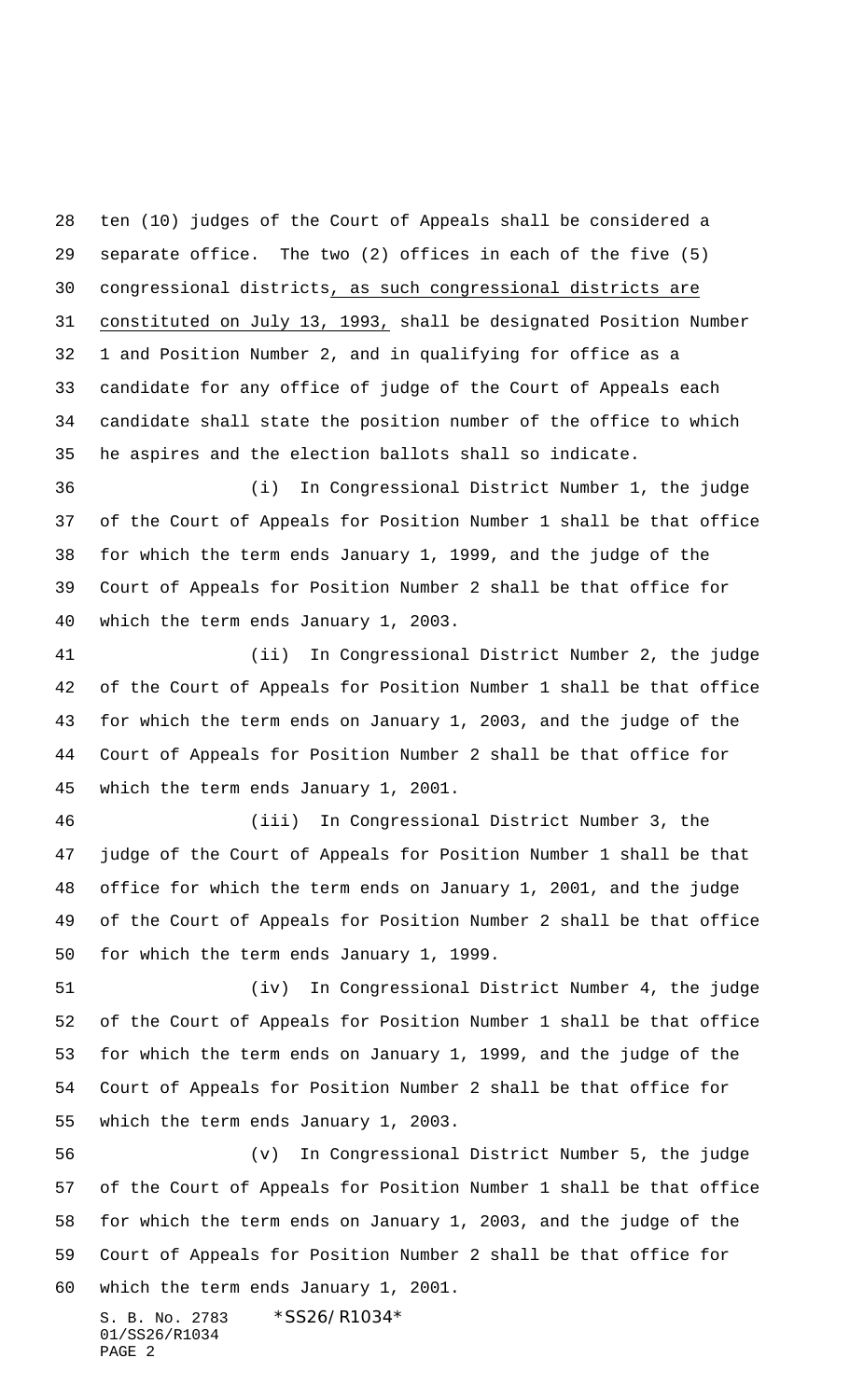ten (10) judges of the Court of Appeals shall be considered a separate office. The two (2) offices in each of the five (5) congressional districts<u>, as such congressional districts are constituted on July 13, 1993,</u> shall be designated Position Number 1 and Position Number 2, and in qualifying for office as a candidate for any office of judge of the Court of Appeals each candidate shall state the position number of the office to which he aspires and the election ballots shall so indicate.

(i) In Congressional District Number 1, the judge of the Court of Appeals for Position Number 1 shall be that office for which the term ends January 1, 1999, and the judge of the Court of Appeals for Position Number 2 shall be that office for which the term ends January 1, 2003.

(ii) In Congressional District Number 2, the judge of the Court of Appeals for Position Number 1 shall be that office for which the term ends on January 1, 2003, and the judge of the Court of Appeals for Position Number 2 shall be that office for which the term ends January 1, 2001.

(iii) In Congressional District Number 3, the judge of the Court of Appeals for Position Number 1 shall be that office for which the term ends on January 1, 2001, and the judge of the Court of Appeals for Position Number 2 shall be that office for which the term ends January 1, 1999.

(iv) In Congressional District Number 4, the judge of the Court of Appeals for Position Number 1 shall be that office for which the term ends on January 1, 1999, and the judge of the Court of Appeals for Position Number 2 shall be that office for which the term ends January 1, 2003.

(v) In Congressional District Number 5, the judge of the Court of Appeals for Position Number 1 shall be that office for which the term ends on January 1, 2003, and the judge of the Court of Appeals for Position Number 2 shall be that office for which the term ends January 1, 2001.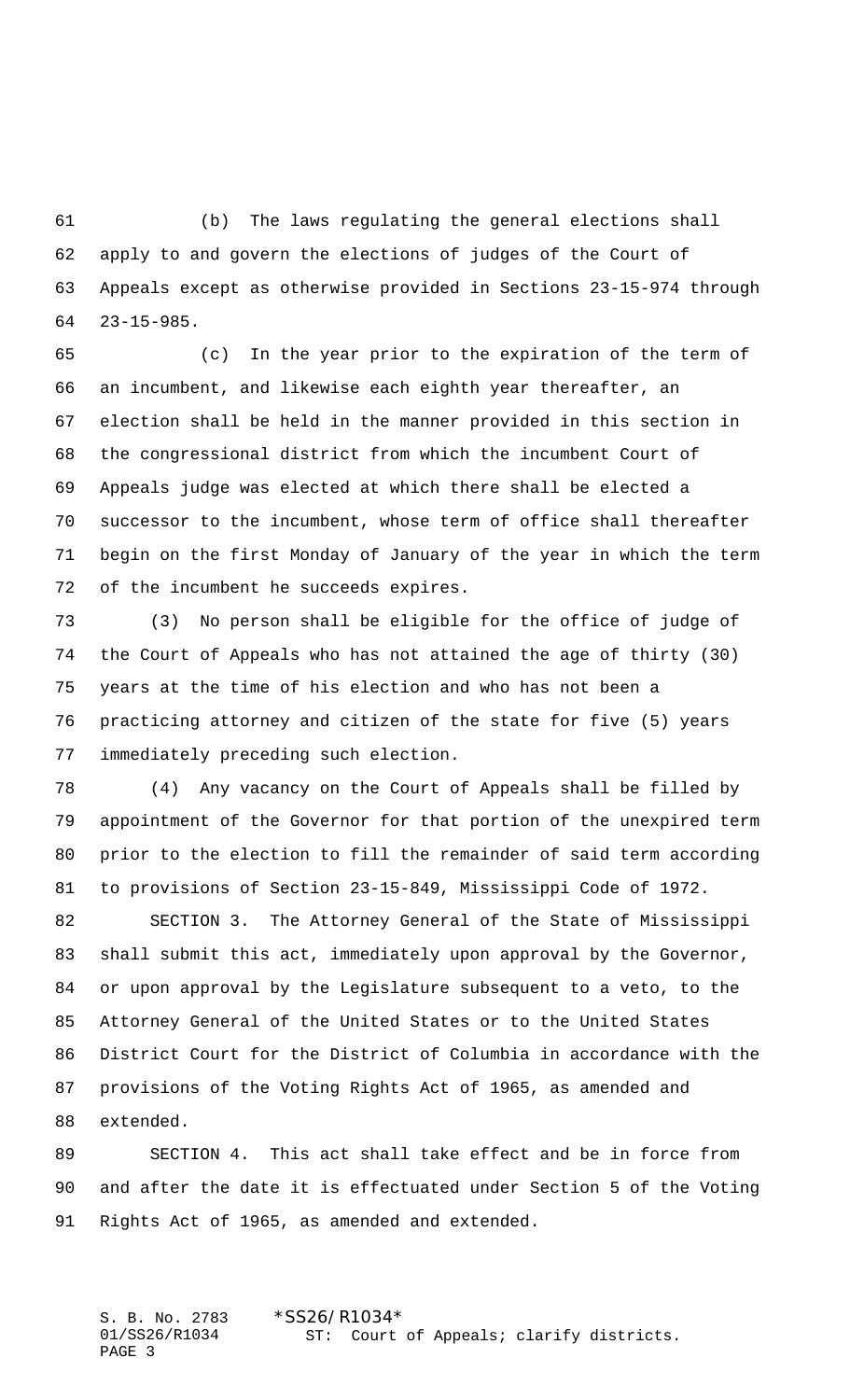(b) The laws regulating the general elections shall apply to and govern the elections of judges of the Court of Appeals except as otherwise provided in Sections 23-15-974 through 23-15-985.

(c) In the year prior to the expiration of the term of an incumbent, and likewise each eighth year thereafter, an election shall be held in the manner provided in this section in the congressional district from which the incumbent Court of Appeals judge was elected at which there shall be elected a successor to the incumbent, whose term of office shall thereafter begin on the first Monday of January of the year in which the term of the incumbent he succeeds expires.

(3) No person shall be eligible for the office of judge of the Court of Appeals who has not attained the age of thirty (30) years at the time of his election and who has not been a practicing attorney and citizen of the state for five (5) years immediately preceding such election.

(4) Any vacancy on the Court of Appeals shall be filled by appointment of the Governor for that portion of the unexpired term prior to the election to fill the remainder of said term according to provisions of Section 23-15-849, Mississippi Code of 1972.

SECTION 3. The Attorney General of the State of Mississippi shall submit this act, immediately upon approval by the Governor, or upon approval by the Legislature subsequent to a veto, to the Attorney General of the United States or to the United States District Court for the District of Columbia in accordance with the provisions of the Voting Rights Act of 1965, as amended and extended.

SECTION 4. This act shall take effect and be in force from and after the date it is effectuated under Section 5 of the Voting Rights Act of 1965, as amended and extended.